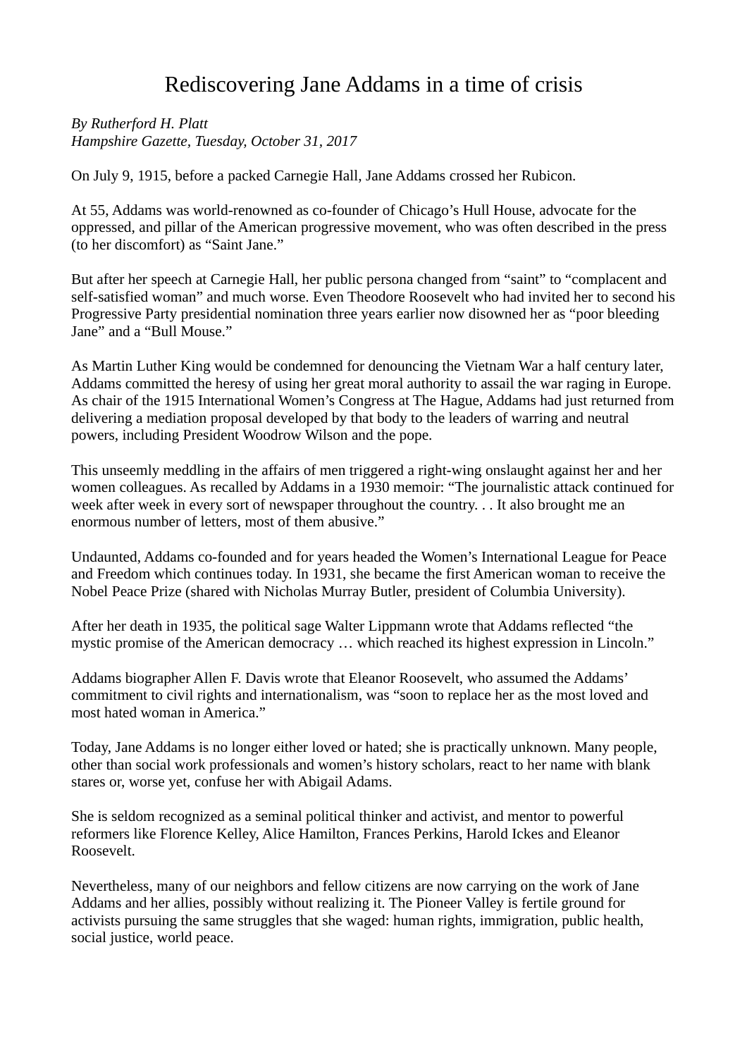# Rediscovering Jane Addams in a time of crisis

*By Rutherford H. Platt*
*Hampshire Gazette, Tuesday, October 31, 2017*

On July 9, 1915, before a packed Carnegie Hall, Jane Addams crossed her Rubicon.

At 55, Addams was world-renowned as co-founder of Chicago's Hull House, advocate for the oppressed, and pillar of the American progressive movement, who was often described in the press (to her discomfort) as "Saint Jane."

But after her speech at Carnegie Hall, her public persona changed from "saint" to "complacent and self-satisfied woman" and much worse. Even Theodore Roosevelt who had invited her to second his Progressive Party presidential nomination three years earlier now disowned her as "poor bleeding Jane" and a "Bull Mouse."

As Martin Luther King would be condemned for denouncing the Vietnam War a half century later, Addams committed the heresy of using her great moral authority to assail the war raging in Europe. As chair of the 1915 International Women's Congress at The Hague, Addams had just returned from delivering a mediation proposal developed by that body to the leaders of warring and neutral powers, including President Woodrow Wilson and the pope.

This unseemly meddling in the affairs of men triggered a right-wing onslaught against her and her women colleagues. As recalled by Addams in a 1930 memoir: "The journalistic attack continued for week after week in every sort of newspaper throughout the country. . . It also brought me an enormous number of letters, most of them abusive."

Undaunted, Addams co-founded and for years headed the Women's International League for Peace and Freedom which continues today. In 1931, she became the first American woman to receive the Nobel Peace Prize (shared with Nicholas Murray Butler, president of Columbia University).

After her death in 1935, the political sage Walter Lippmann wrote that Addams reflected "the mystic promise of the American democracy … which reached its highest expression in Lincoln."

Addams biographer Allen F. Davis wrote that Eleanor Roosevelt, who assumed the Addams' commitment to civil rights and internationalism, was "soon to replace her as the most loved and most hated woman in America."

Today, Jane Addams is no longer either loved or hated; she is practically unknown. Many people, other than social work professionals and women's history scholars, react to her name with blank stares or, worse yet, confuse her with Abigail Adams.

She is seldom recognized as a seminal political thinker and activist, and mentor to powerful reformers like Florence Kelley, Alice Hamilton, Frances Perkins, Harold Ickes and Eleanor Roosevelt.

Nevertheless, many of our neighbors and fellow citizens are now carrying on the work of Jane Addams and her allies, possibly without realizing it. The Pioneer Valley is fertile ground for activists pursuing the same struggles that she waged: human rights, immigration, public health, social justice, world peace.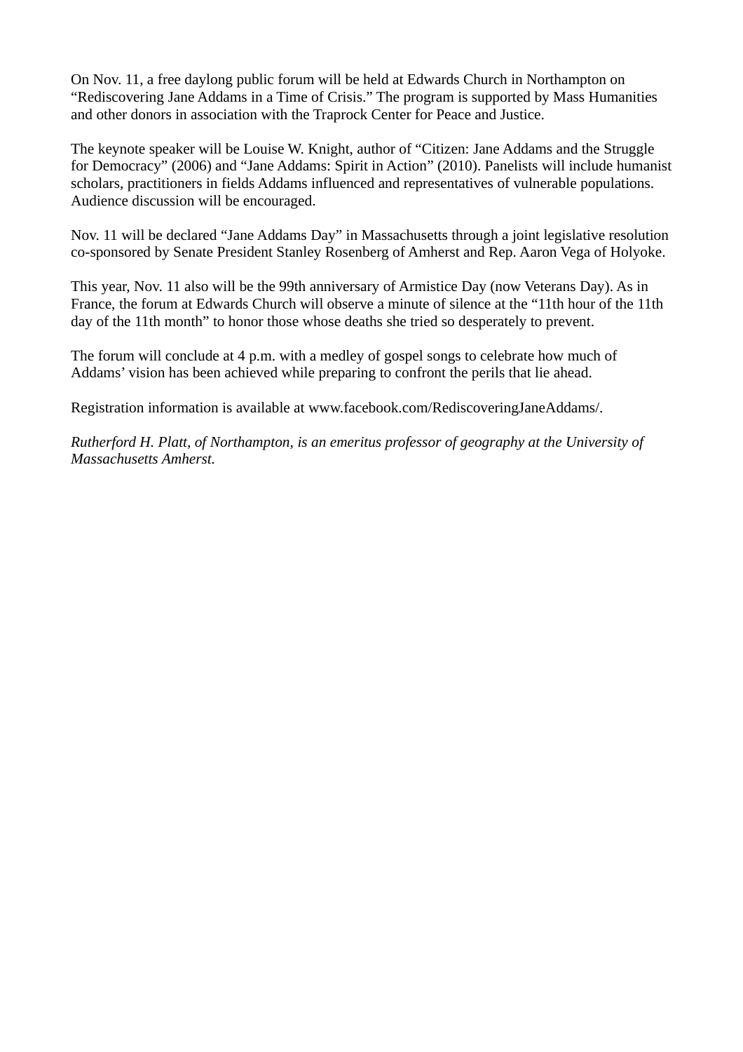On Nov. 11, a free daylong public forum will be held at Edwards Church in Northampton on "Rediscovering Jane Addams in a Time of Crisis." The program is supported by Mass Humanities and other donors in association with the Traprock Center for Peace and Justice.

The keynote speaker will be Louise W. Knight, author of "Citizen: Jane Addams and the Struggle for Democracy" (2006) and "Jane Addams: Spirit in Action" (2010). Panelists will include humanist scholars, practitioners in fields Addams influenced and representatives of vulnerable populations. Audience discussion will be encouraged.

Nov. 11 will be declared "Jane Addams Day" in Massachusetts through a joint legislative resolution co-sponsored by Senate President Stanley Rosenberg of Amherst and Rep. Aaron Vega of Holyoke.

This year, Nov. 11 also will be the 99th anniversary of Armistice Day (now Veterans Day). As in France, the forum at Edwards Church will observe a minute of silence at the "11th hour of the 11th day of the 11th month" to honor those whose deaths she tried so desperately to prevent.

The forum will conclude at 4 p.m. with a medley of gospel songs to celebrate how much of Addams' vision has been achieved while preparing to confront the perils that lie ahead.

Registration information is available at www.facebook.com/RediscoveringJaneAddams/.

*Rutherford H. Platt, of Northampton, is an emeritus professor of geography at the University of Massachusetts Amherst.*